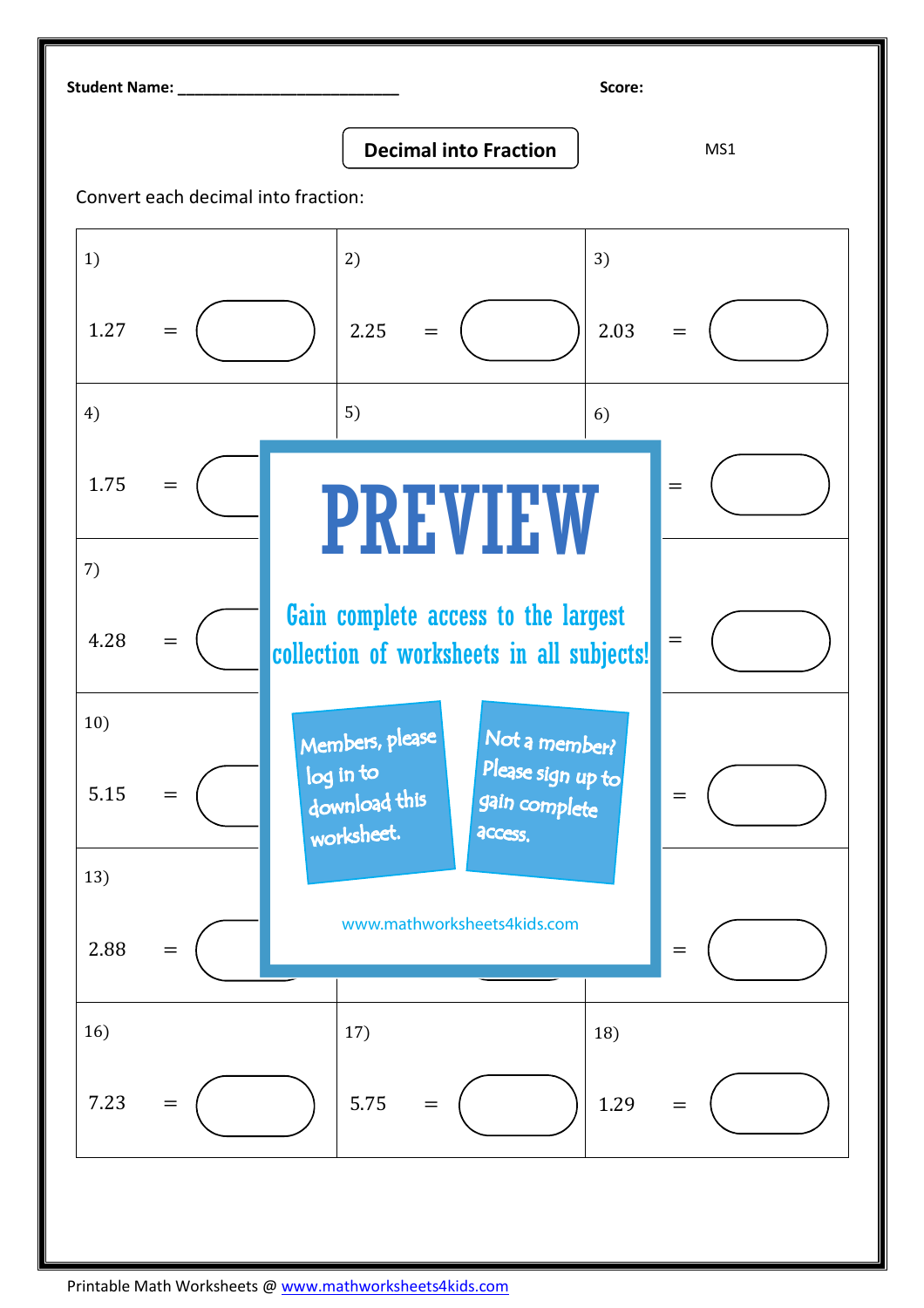Student Name: ___________________________ Score:

# Decimal into Fraction

MS1

Convert each decimal into fraction:

| | | |
|---|---|---|
| 1) 1.27 = | 2) 2.25 = | 3) 2.03 = |
| 4) 1.75 = | 5) | 6) = |
| 7) 4.28 = | | = |
| 10) 5.15 = | | = |
| 13) 2.88 = | | = |
| 16) 7.23 = | 17) 5.75 = | 18) 1.29 = |

PREVIEW

Gain complete access to the largest collection of worksheets in all subjects!

Members, please log in to download this worksheet.

Not a member? Please sign up to gain complete access.

www.mathworksheets4kids.com

Printable Math Worksheets @ www.mathworksheets4kids.com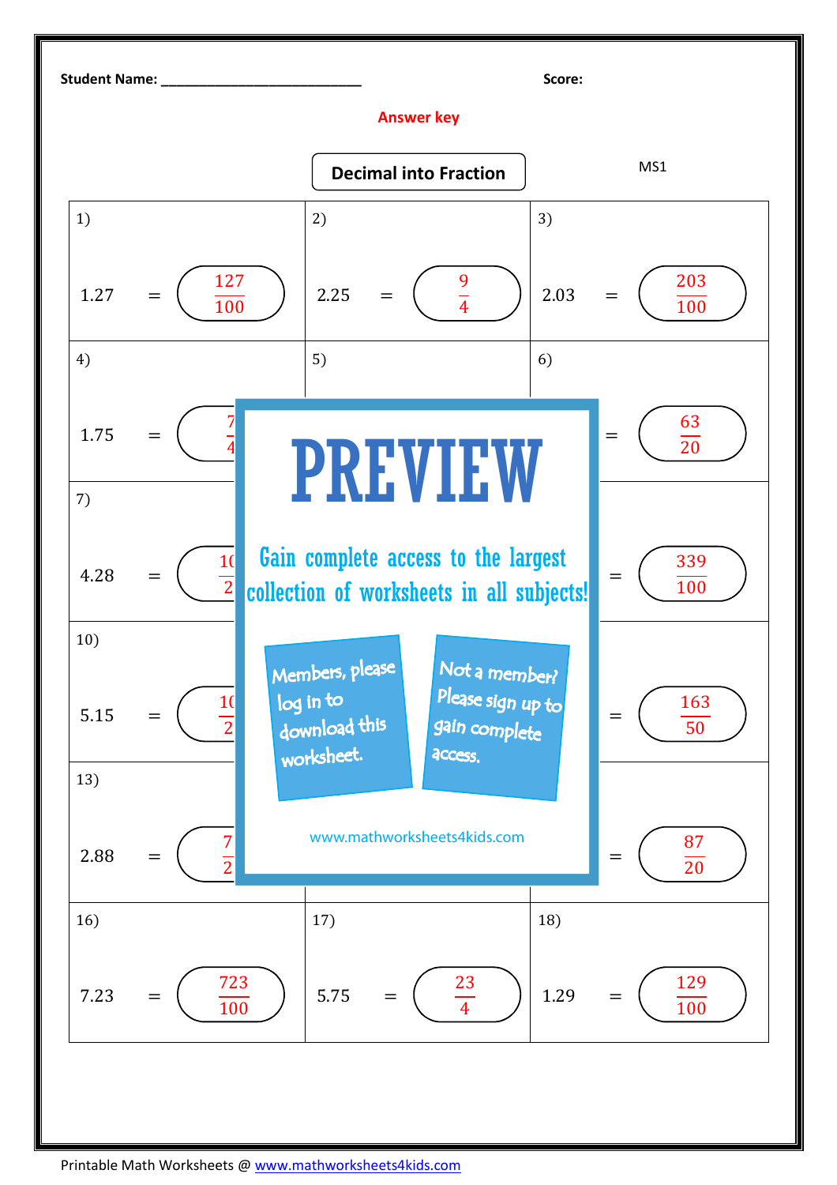Student Name: ___________________________ Score:

**Answer key**

## Decision into Fraction

MS1

| | | |
|---|---|---|
| 1) 1.27 = $\frac{127}{100}$ | 2) 2.25 = $\frac{9}{4}$ | 3) 2.03 = $\frac{203}{100}$ |
| 4) 1.75 = $\frac{7}{4}$ | 5) | 6) = $\frac{63}{20}$ |
| 7) 4.28 = $\frac{10}{2}$ | | = $\frac{339}{100}$ |
| 10) 5.15 = $\frac{10}{2}$ | | = $\frac{163}{50}$ |
| 13) 2.88 = $\frac{7}{2}$ | | = $\frac{87}{20}$ |
| 16) 7.23 = $\frac{723}{100}$ | 17) 5.75 = $\frac{23}{4}$ | 18) 1.29 = $\frac{129}{100}$ |

PREVIEW

Gain complete access to the largest collection of worksheets in all subjects!

Members, please log in to download this worksheet.

Not a member? Please sign up to gain complete access.

www.mathworksheets4kids.com

Printable Math Worksheets @ www.mathworksheets4kids.com